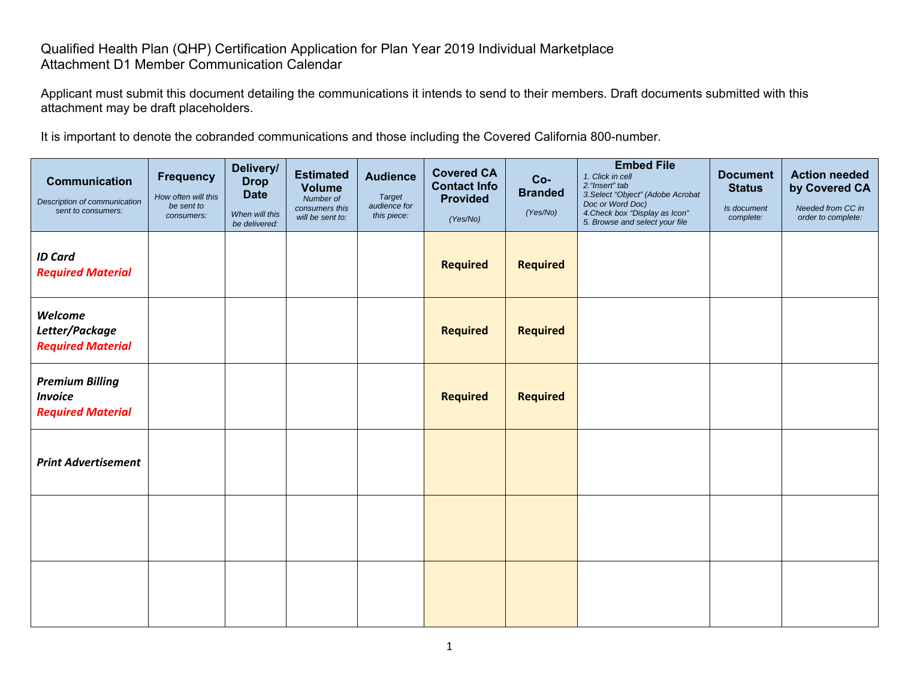Qualified Health Plan (QHP) Certification Application for Plan Year 2019 Individual Marketplace
Attachment D1 Member Communication Calendar

Applicant must submit this document detailing the communications it intends to send to their members. Draft documents submitted with this attachment may be draft placeholders.

It is important to denote the cobranded communications and those including the Covered California 800-number.

| **Communication** *Description of communication sent to consumers:* | **Frequency** *How often will this be sent to consumers:* | **Delivery/ Drop Date** *When will this be delivered:* | **Estimated Volume** *Number of consumers this will be sent to:* | **Audience** *Target audience for this piece:* | **Covered CA Contact Info Provided** *(Yes/No)* | **Co-Branded** *(Yes/No)* | **Embed File** *1. Click in cell 2."Insert" tab 3.Select "Object" (Adobe Acrobat Doc or Word Doc) 4.Check box "Display as Icon" 5. Browse and select your file* | **Document Status** *Is document complete:* | **Action needed by Covered CA** *Needed from CC in order to complete:* |
|---|---|---|---|---|---|---|---|---|---|
| ***ID Card*** ***Required Material*** | | | | | **Required** | **Required** | | | |
| ***Welcome Letter/Package*** ***Required Material*** | | | | | **Required** | **Required** | | | |
| ***Premium Billing Invoice*** ***Required Material*** | | | | | **Required** | **Required** | | | |
| ***Print Advertisement*** | | | | | | | | | |
| | | | | | | | | | |
| | | | | | | | | | |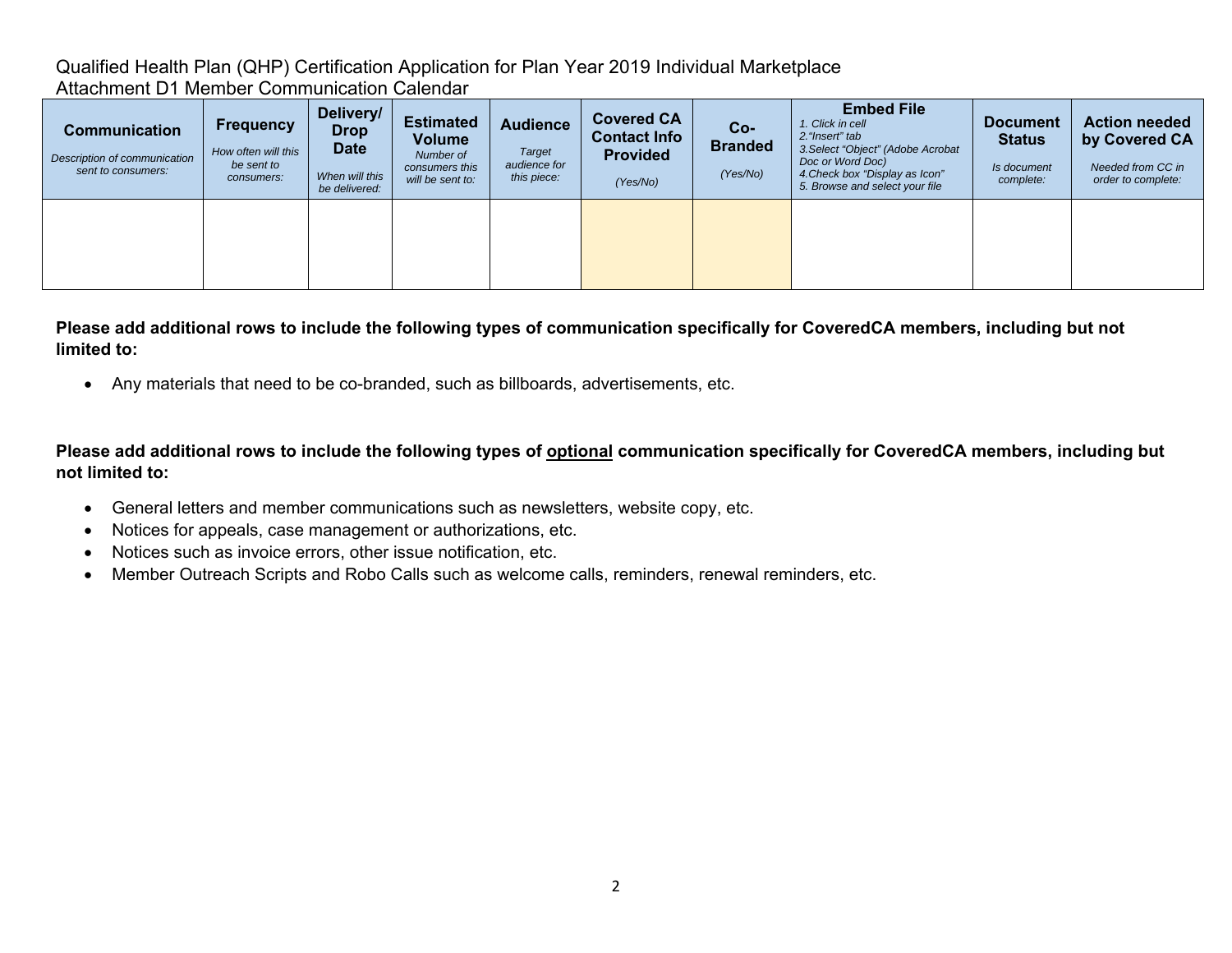Qualified Health Plan (QHP) Certification Application for Plan Year 2019 Individual Marketplace
Attachment D1 Member Communication Calendar

| **Communication** *Description of communication sent to consumers:* | **Frequency** *How often will this be sent to consumers:* | **Delivery/ Drop Date** *When will this be delivered:* | **Estimated Volume** *Number of consumers this will be sent to:* | **Audience** *Target audience for this piece:* | **Covered CA Contact Info Provided** *(Yes/No)* | **Co-Branded** *(Yes/No)* | **Embed File** *1. Click in cell 2."Insert" tab 3.Select "Object" (Adobe Acrobat Doc or Word Doc) 4.Check box "Display as Icon" 5. Browse and select your file* | **Document Status** *Is document complete:* | **Action needed by Covered CA** *Needed from CC in order to complete:* |
|---|---|---|---|---|---|---|---|---|---|
| | | | | | | | | | |

**Please add additional rows to include the following types of communication specifically for CoveredCA members, including but not limited to:**

- Any materials that need to be co-branded, such as billboards, advertisements, etc.

**Please add additional rows to include the following types of <u>optional</u> communication specifically for CoveredCA members, including but not limited to:**

- General letters and member communications such as newsletters, website copy, etc.
- Notices for appeals, case management or authorizations, etc.
- Notices such as invoice errors, other issue notification, etc.
- Member Outreach Scripts and Robo Calls such as welcome calls, reminders, renewal reminders, etc.